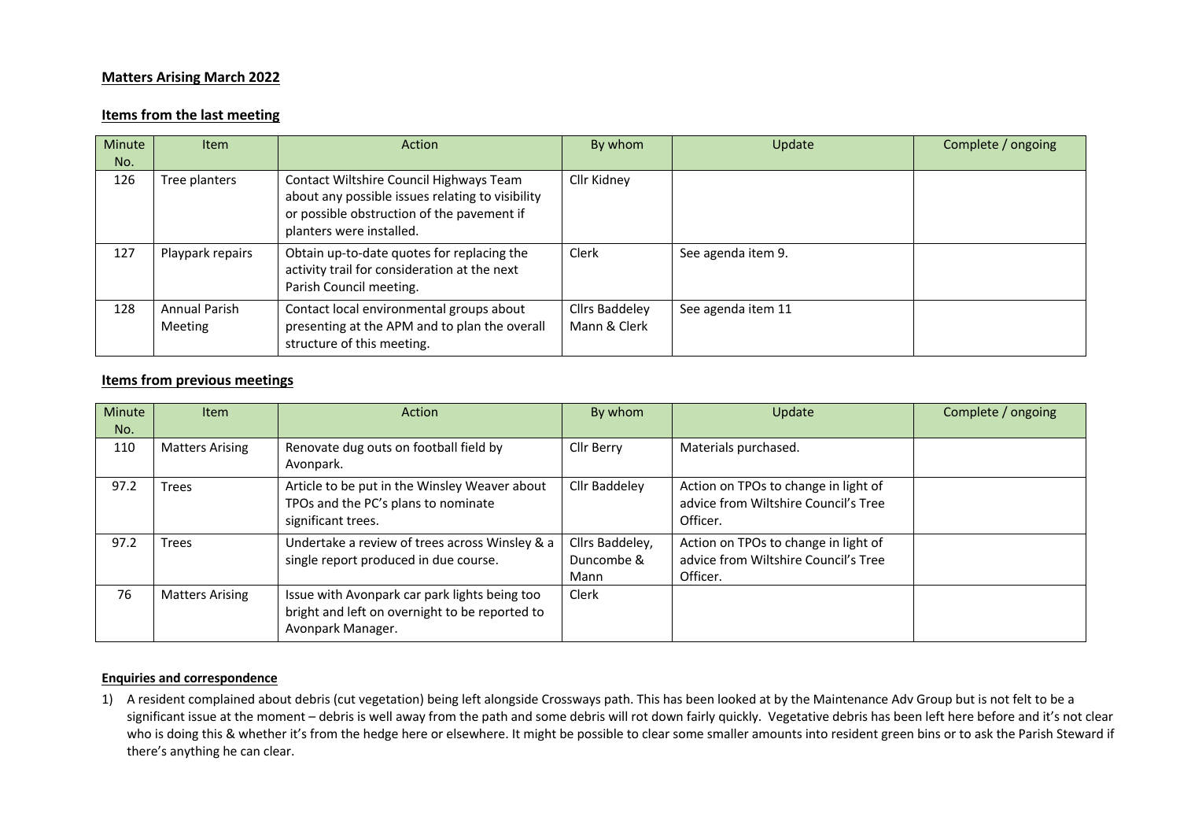**Matters Arising March 2022**

**Items from the last meeting**

| Minute No. | Item | Action | By whom | Update | Complete / ongoing |
|---|---|---|---|---|---|
| 126 | Tree planters | Contact Wiltshire Council Highways Team about any possible issues relating to visibility or possible obstruction of the pavement if planters were installed. | Cllr Kidney | | |
| 127 | Playpark repairs | Obtain up-to-date quotes for replacing the activity trail for consideration at the next Parish Council meeting. | Clerk | See agenda item 9. | |
| 128 | Annual Parish Meeting | Contact local environmental groups about presenting at the APM and to plan the overall structure of this meeting. | Cllrs Baddeley Mann & Clerk | See agenda item 11 | |

**Items from previous meetings**

| Minute No. | Item | Action | By whom | Update | Complete / ongoing |
|---|---|---|---|---|---|
| 110 | Matters Arising | Renovate dug outs on football field by Avonpark. | Cllr Berry | Materials purchased. | |
| 97.2 | Trees | Article to be put in the Winsley Weaver about TPOs and the PC's plans to nominate significant trees. | Cllr Baddeley | Action on TPOs to change in light of advice from Wiltshire Council's Tree Officer. | |
| 97.2 | Trees | Undertake a review of trees across Winsley & a single report produced in due course. | Cllrs Baddeley, Duncombe & Mann | Action on TPOs to change in light of advice from Wiltshire Council's Tree Officer. | |
| 76 | Matters Arising | Issue with Avonpark car park lights being too bright and left on overnight to be reported to Avonpark Manager. | Clerk | | |

**Enquiries and correspondence**

1) A resident complained about debris (cut vegetation) being left alongside Crossways path. This has been looked at by the Maintenance Adv Group but is not felt to be a significant issue at the moment – debris is well away from the path and some debris will rot down fairly quickly. Vegetative debris has been left here before and it's not clear who is doing this & whether it's from the hedge here or elsewhere. It might be possible to clear some smaller amounts into resident green bins or to ask the Parish Steward if there's anything he can clear.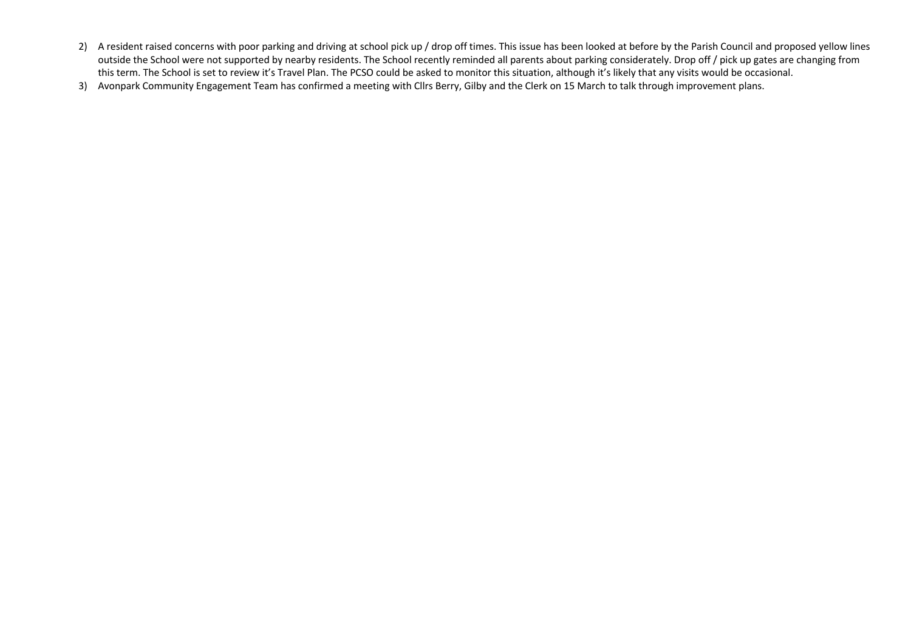2) A resident raised concerns with poor parking and driving at school pick up / drop off times. This issue has been looked at before by the Parish Council and proposed yellow lines outside the School were not supported by nearby residents. The School recently reminded all parents about parking considerately. Drop off / pick up gates are changing from this term. The School is set to review it's Travel Plan. The PCSO could be asked to monitor this situation, although it's likely that any visits would be occasional.
3) Avonpark Community Engagement Team has confirmed a meeting with Cllrs Berry, Gilby and the Clerk on 15 March to talk through improvement plans.